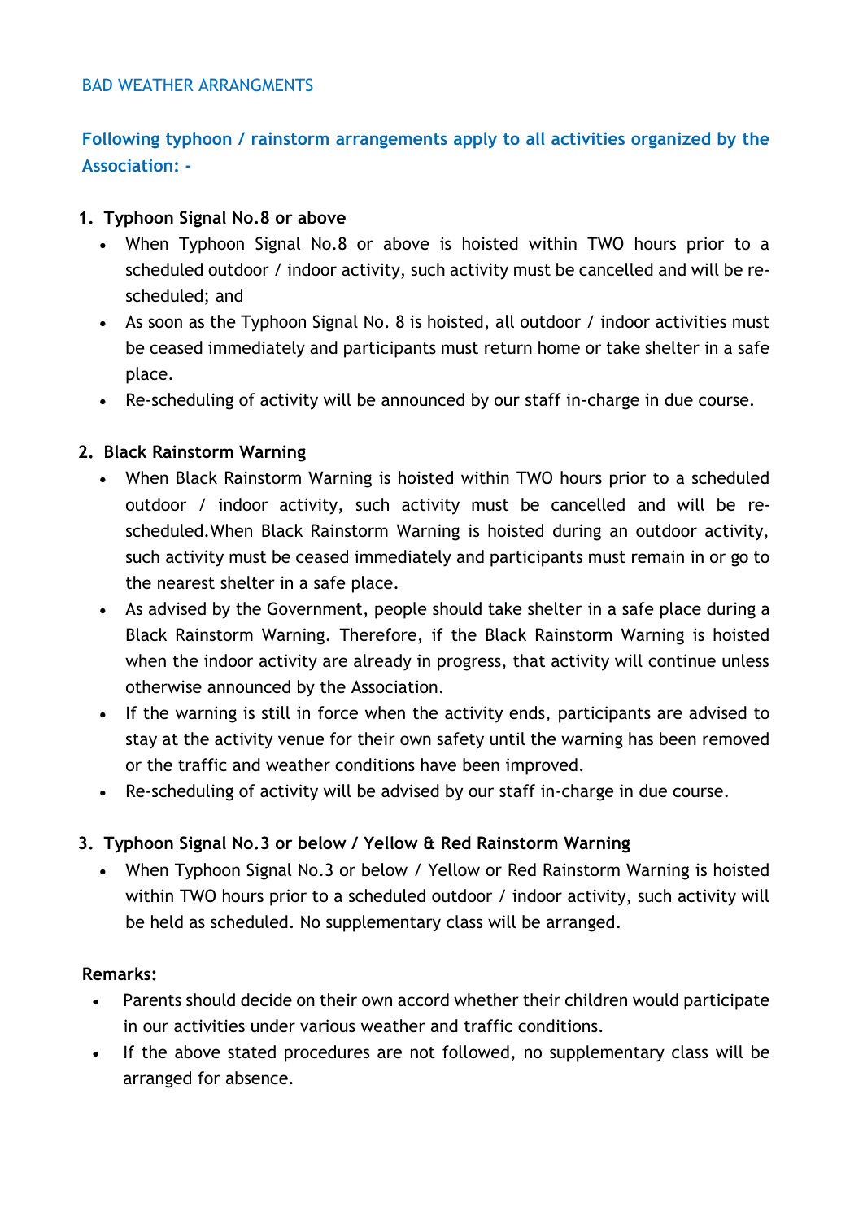## BAD WEATHER ARRANGMENTS

**Following typhoon / rainstorm arrangements apply to all activities organized by the Association: -**

1. **Typhoon Signal No.8 or above**
   - When Typhoon Signal No.8 or above is hoisted within TWO hours prior to a scheduled outdoor / indoor activity, such activity must be cancelled and will be re-scheduled; and
   - As soon as the Typhoon Signal No. 8 is hoisted, all outdoor / indoor activities must be ceased immediately and participants must return home or take shelter in a safe place.
   - Re-scheduling of activity will be announced by our staff in-charge in due course.

2. **Black Rainstorm Warning**
   - When Black Rainstorm Warning is hoisted within TWO hours prior to a scheduled outdoor / indoor activity, such activity must be cancelled and will be re-scheduled.When Black Rainstorm Warning is hoisted during an outdoor activity, such activity must be ceased immediately and participants must remain in or go to the nearest shelter in a safe place.
   - As advised by the Government, people should take shelter in a safe place during a Black Rainstorm Warning. Therefore, if the Black Rainstorm Warning is hoisted when the indoor activity are already in progress, that activity will continue unless otherwise announced by the Association.
   - If the warning is still in force when the activity ends, participants are advised to stay at the activity venue for their own safety until the warning has been removed or the traffic and weather conditions have been improved.
   - Re-scheduling of activity will be advised by our staff in-charge in due course.

3. **Typhoon Signal No.3 or below / Yellow & Red Rainstorm Warning**
   - When Typhoon Signal No.3 or below / Yellow or Red Rainstorm Warning is hoisted within TWO hours prior to a scheduled outdoor / indoor activity, such activity will be held as scheduled. No supplementary class will be arranged.

**Remarks:**

- Parents should decide on their own accord whether their children would participate in our activities under various weather and traffic conditions.
- If the above stated procedures are not followed, no supplementary class will be arranged for absence.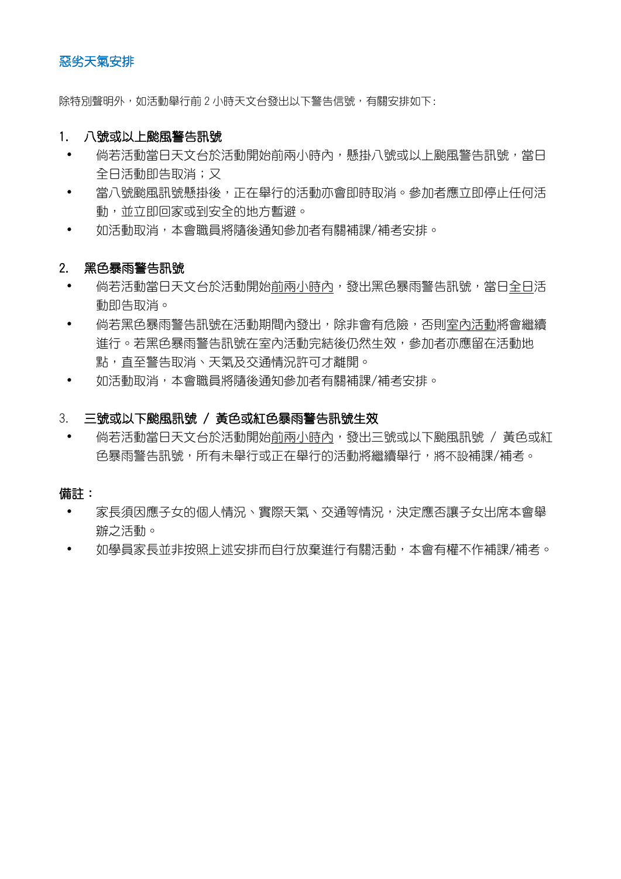## 惡劣天氣安排

除特別聲明外，如活動舉行前 2 小時天文台發出以下警告信號，有關安排如下：

### 1. 八號或以上颱風警告訊號

- 倘若活動當日天文台於活動開始前兩小時內，懸掛八號或以上颱風警告訊號，當日全日活動即告取消；又
- 當八號颱風訊號懸掛後，正在舉行的活動亦會即時取消。參加者應立即停止任何活動，並立即回家或到安全的地方暫避。
- 如活動取消，本會職員將隨後通知參加者有關補課/補考安排。

### 2. 黑色暴雨警告訊號

- 倘若活動當日天文台於活動開始前兩小時內，發出黑色暴雨警告訊號，當日全日活動即告取消。
- 倘若黑色暴雨警告訊號在活動期間內發出，除非會有危險，否則室內活動將會繼續進行。若黑色暴雨警告訊號在室內活動完結後仍然生效，參加者亦應留在活動地點，直至警告取消、天氣及交通情況許可才離開。
- 如活動取消，本會職員將隨後通知參加者有關補課/補考安排。

### 3. 三號或以下颱風訊號 / 黃色或紅色暴雨警告訊號生效

- 倘若活動當日天文台於活動開始前兩小時內，發出三號或以下颱風訊號 / 黃色或紅色暴雨警告訊號，所有未舉行或正在舉行的活動將繼續舉行，將不設補課/補考。

**備註：**

- 家長須因應子女的個人情況、實際天氣、交通等情況，決定應否讓子女出席本會舉辦之活動。
- 如學員家長並非按照上述安排而自行放棄進行有關活動，本會有權不作補課/補考。